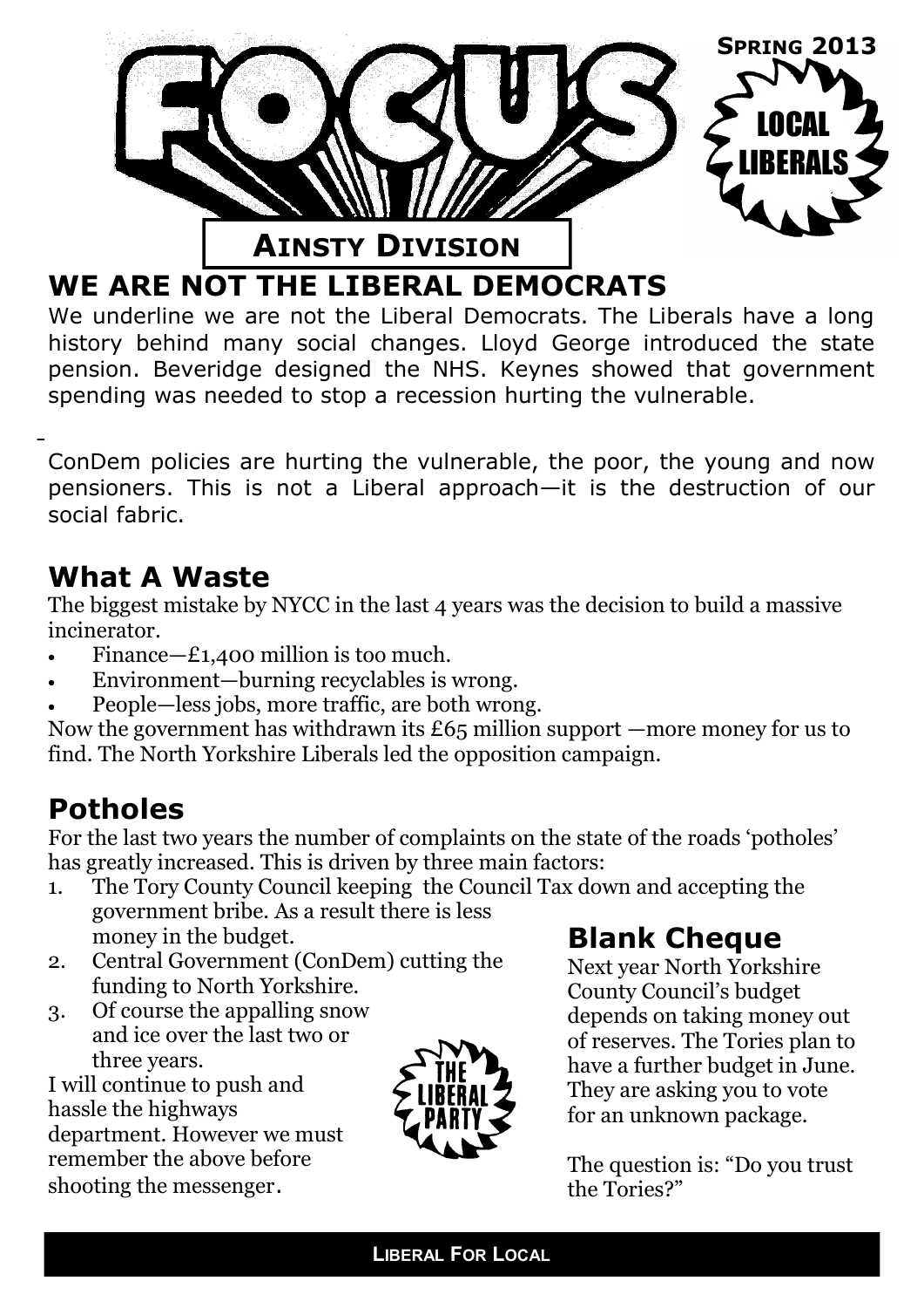# FOCUS

**SPRING 2013**

LOCAL LIBERALS

## AINSTY DIVISION

## WE ARE NOT THE LIBERAL DEMOCRATS

We underline we are not the Liberal Democrats. The Liberals have a long history behind many social changes. Lloyd George introduced the state pension. Beveridge designed the NHS. Keynes showed that government spending was needed to stop a recession hurting the vulnerable.

ConDem policies are hurting the vulnerable, the poor, the young and now pensioners. This is not a Liberal approach—it is the destruction of our social fabric.

## What A Waste

The biggest mistake by NYCC in the last 4 years was the decision to build a massive incinerator.

- Finance—£1,400 million is too much.
- Environment—burning recyclables is wrong.
- People—less jobs, more traffic, are both wrong.

Now the government has withdrawn its £65 million support —more money for us to find. The North Yorkshire Liberals led the opposition campaign.

## Potholes

For the last two years the number of complaints on the state of the roads 'potholes' has greatly increased. This is driven by three main factors:

1. The Tory County Council keeping the Council Tax down and accepting the government bribe. As a result there is less money in the budget.
2. Central Government (ConDem) cutting the funding to North Yorkshire.
3. Of course the appalling snow and ice over the last two or three years.

I will continue to push and hassle the highways department. However we must remember the above before shooting the messenger.

THE LIBERAL PARTY

## Blank Cheque

Next year North Yorkshire County Council's budget depends on taking money out of reserves. The Tories plan to have a further budget in June. They are asking you to vote for an unknown package.

The question is: "Do you trust the Tories?"

**LIBERAL FOR LOCAL**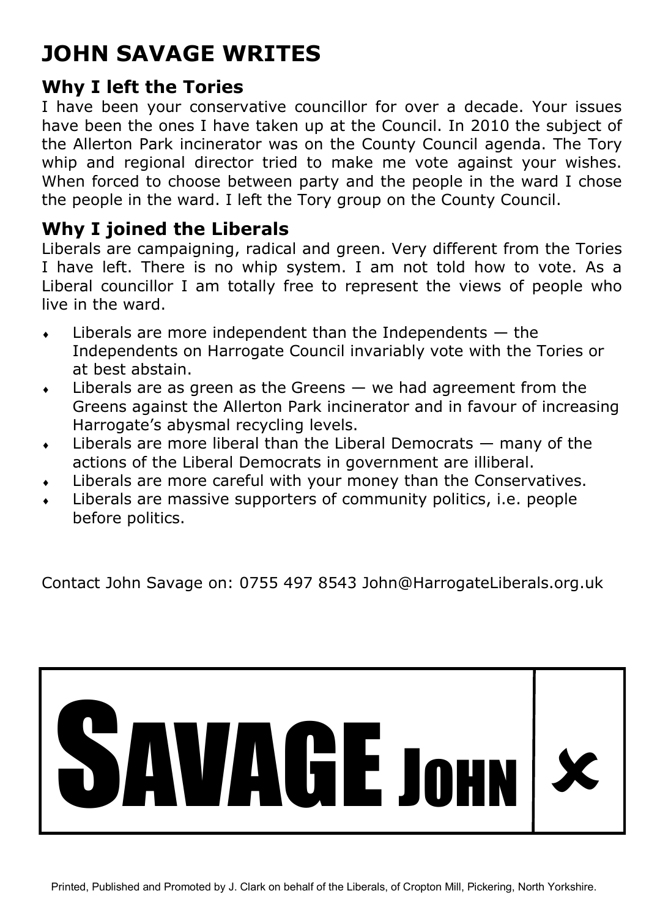# JOHN SAVAGE WRITES

## Why I left the Tories

I have been your conservative councillor for over a decade. Your issues have been the ones I have taken up at the Council. In 2010 the subject of the Allerton Park incinerator was on the County Council agenda. The Tory whip and regional director tried to make me vote against your wishes. When forced to choose between party and the people in the ward I chose the people in the ward. I left the Tory group on the County Council.

## Why I joined the Liberals

Liberals are campaigning, radical and green. Very different from the Tories I have left. There is no whip system. I am not told how to vote. As a Liberal councillor I am totally free to represent the views of people who live in the ward.

- Liberals are more independent than the Independents — the Independents on Harrogate Council invariably vote with the Tories or at best abstain.
- Liberals are as green as the Greens — we had agreement from the Greens against the Allerton Park incinerator and in favour of increasing Harrogate's abysmal recycling levels.
- Liberals are more liberal than the Liberal Democrats — many of the actions of the Liberal Democrats in government are illiberal.
- Liberals are more careful with your money than the Conservatives.
- Liberals are massive supporters of community politics, i.e. people before politics.

Contact John Savage on: 0755 497 8543 John@HarrogateLiberals.org.uk

| | |
|---|---|
| SAVAGE John | ✗ |

Printed, Published and Promoted by J. Clark on behalf of the Liberals, of Cropton Mill, Pickering, North Yorkshire.